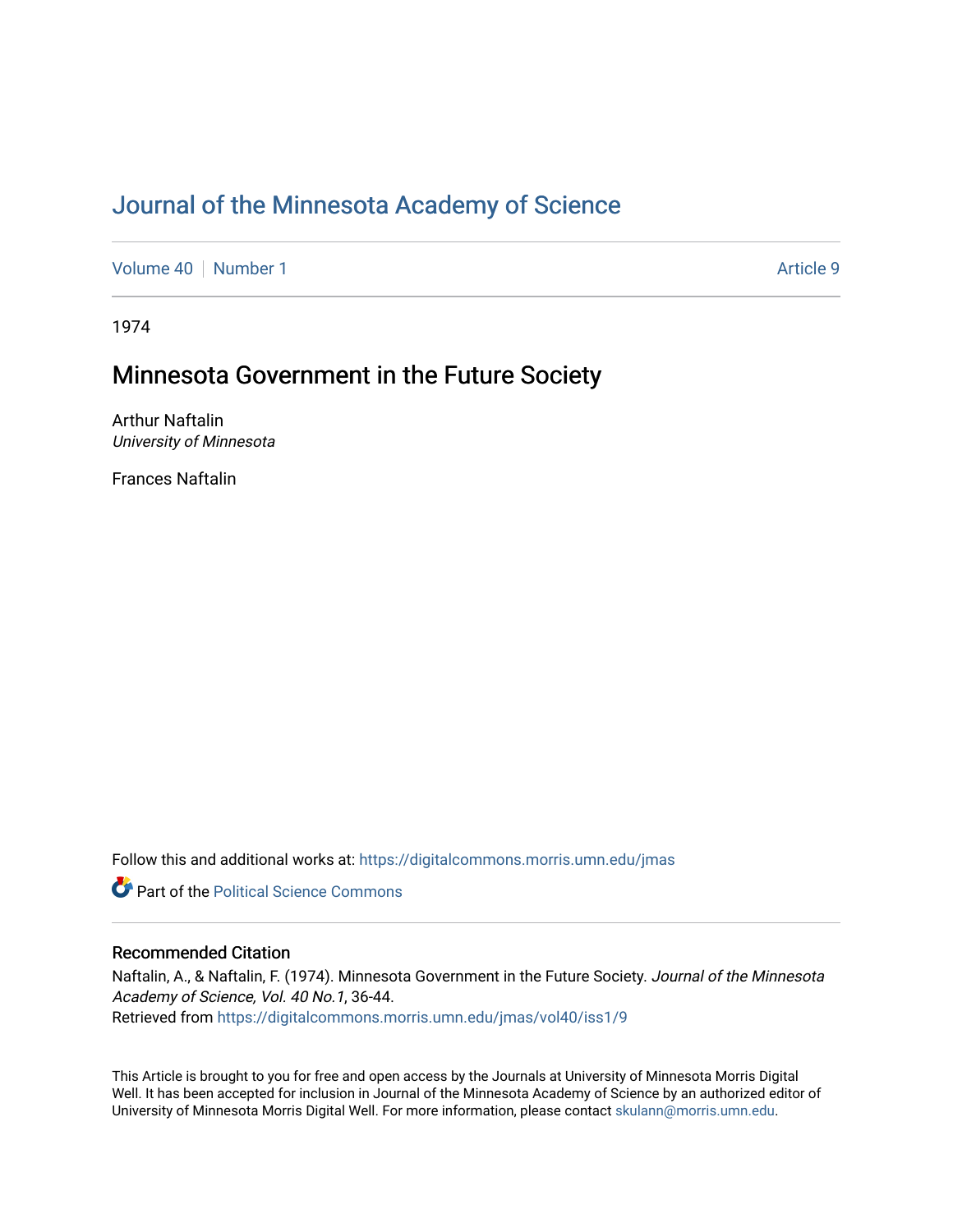# Journal of the Minnesota Academy of Science

Volume 40 | Number 1 Article 9

1974

## Minnesota Government in the Future Society

Arthur Naftalin
*University of Minnesota*

Frances Naftalin

Follow this and additional works at: https://digitalcommons.morris.umn.edu/jmas

Part of the Political Science Commons

### Recommended Citation

Naftalin, A., & Naftalin, F. (1974). Minnesota Government in the Future Society. *Journal of the Minnesota Academy of Science, Vol. 40 No.1*, 36-44.
Retrieved from https://digitalcommons.morris.umn.edu/jmas/vol40/iss1/9

This Article is brought to you for free and open access by the Journals at University of Minnesota Morris Digital Well. It has been accepted for inclusion in Journal of the Minnesota Academy of Science by an authorized editor of University of Minnesota Morris Digital Well. For more information, please contact skulann@morris.umn.edu.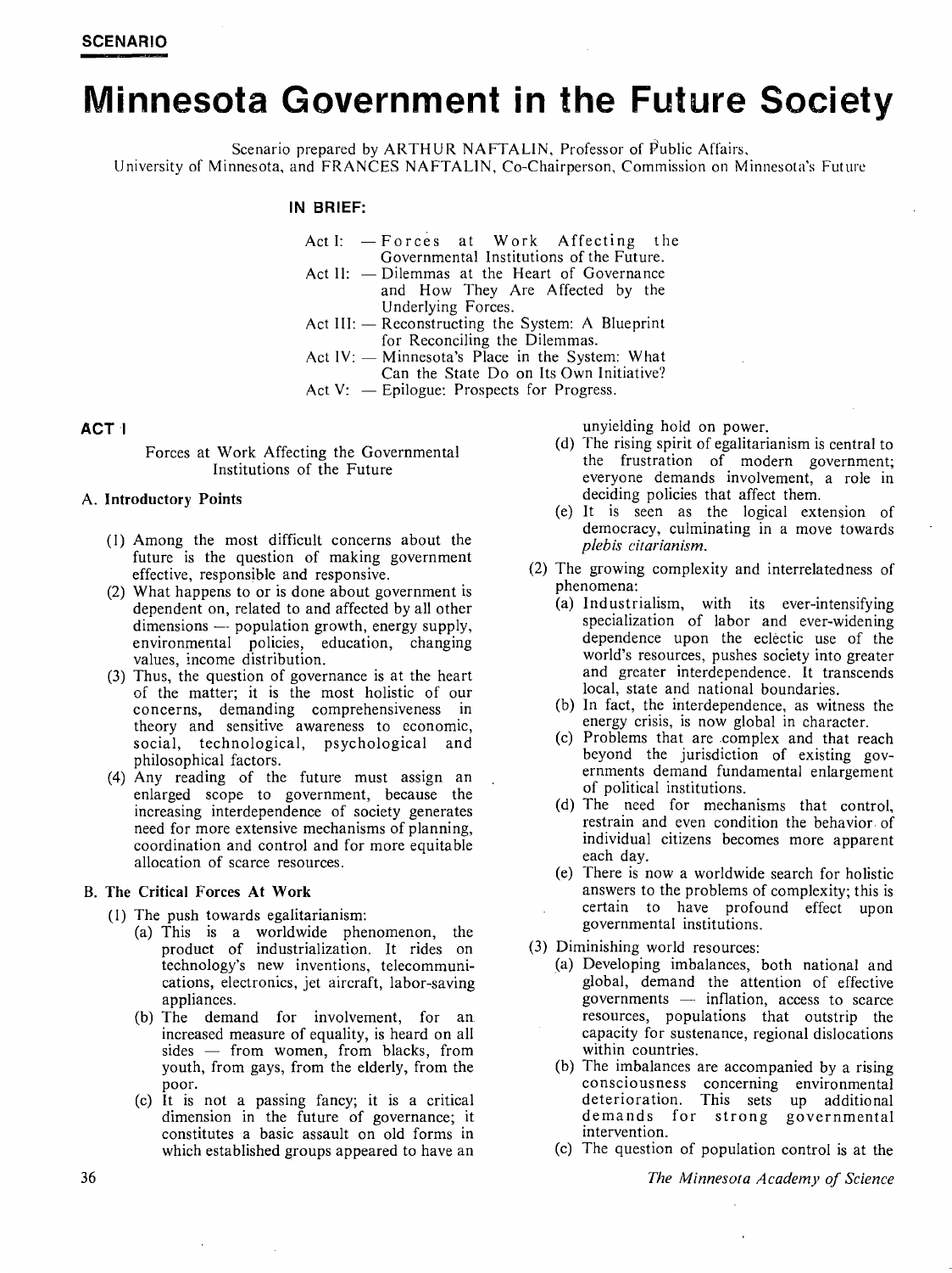**SCENARIO**

# Minnesota Government in the Future Society

Scenario prepared by ARTHUR NAFTALIN, Professor of Public Affairs, University of Minnesota, and FRANCES NAFTALIN, Co-Chairperson, Commission on Minnesota's Future

**IN BRIEF:**

- Act I: — Forces at Work Affecting the Governmental Institutions of the Future.
- Act II: — Dilemmas at the Heart of Governance and How They Are Affected by the Underlying Forces.
- Act III: — Reconstructing the System: A Blueprint for Reconciling the Dilemmas.
- Act IV: — Minnesota's Place in the System: What Can the State Do on Its Own Initiative?
- Act V: — Epilogue: Prospects for Progress.

## ACT I

### Forces at Work Affecting the Governmental Institutions of the Future

#### A. Introductory Points

(1) Among the most difficult concerns about the future is the question of making government effective, responsible and responsive.

(2) What happens to or is done about government is dependent on, related to and affected by all other dimensions — population growth, energy supply, environmental policies, education, changing values, income distribution.

(3) Thus, the question of governance is at the heart of the matter; it is the most holistic of our concerns, demanding comprehensiveness in theory and sensitive awareness to economic, social, technological, psychological and philosophical factors.

(4) Any reading of the future must assign an enlarged scope to government, because the increasing interdependence of society generates need for more extensive mechanisms of planning, coordination and control and for more equitable allocation of scarce resources.

#### B. The Critical Forces At Work

(1) The push towards egalitarianism:

(a) This is a worldwide phenomenon, the product of industrialization. It rides on technology's new inventions, telecommunications, electronics, jet aircraft, labor-saving appliances.

(b) The demand for involvement, for an increased measure of equality, is heard on all sides — from women, from blacks, from youth, from gays, from the elderly, from the poor.

(c) It is not a passing fancy; it is a critical dimension in the future of governance; it constitutes a basic assault on old forms in which established groups appeared to have an unyielding hold on power.

(d) The rising spirit of egalitarianism is central to the frustration of modern government; everyone demands involvement, a role in deciding policies that affect them.

(e) It is seen as the logical extension of democracy, culminating in a move towards *plebis citarianism.*

(2) The growing complexity and interrelatedness of phenomena:

(a) Industrialism, with its ever-intensifying specialization of labor and ever-widening dependence upon the eclectic use of the world's resources, pushes society into greater and greater interdependence. It transcends local, state and national boundaries.

(b) In fact, the interdependence, as witness the energy crisis, is now global in character.

(c) Problems that are complex and that reach beyond the jurisdiction of existing governments demand fundamental enlargement of political institutions.

(d) The need for mechanisms that control, restrain and even condition the behavior of individual citizens becomes more apparent each day.

(e) There is now a worldwide search for holistic answers to the problems of complexity; this is certain to have profound effect upon governmental institutions.

(3) Diminishing world resources:

(a) Developing imbalances, both national and global, demand the attention of effective governments — inflation, access to scarce resources, populations that outstrip the capacity for sustenance, regional dislocations within countries.

(b) The imbalances are accompanied by a rising consciousness concerning environmental deterioration. This sets up additional demands for strong governmental intervention.

(c) The question of population control is at the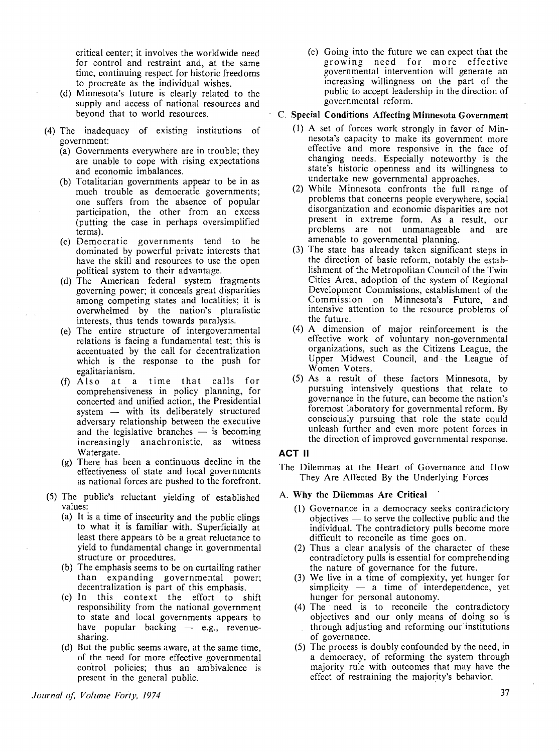critical center; it involves the worldwide need for control and restraint and, at the same time, continuing respect for historic freedoms to procreate as the individual wishes.

(d) Minnesota's future is clearly related to the supply and access of national resources and beyond that to world resources.

(4) The inadequacy of existing institutions of government:

(a) Governments everywhere are in trouble; they are unable to cope with rising expectations and economic imbalances.

(b) Totalitarian governments appear to be in as much trouble as democratic governments; one suffers from the absence of popular participation, the other from an excess (putting the case in perhaps oversimplified terms).

(c) Democratic governments tend to be dominated by powerful private interests that have the skill and resources to use the open political system to their advantage.

(d) The American federal system fragments governing power; it conceals great disparities among competing states and localities; it is overwhelmed by the nation's pluralistic interests, thus tends towards paralysis.

(e) The entire structure of intergovernmental relations is facing a fundamental test; this is accentuated by the call for decentralization which is the response to the push for egalitarianism.

(f) Also at a time that calls for comprehensiveness in policy planning, for concerted and unified action, the Presidential system — with its deliberately structured adversary relationship between the executive and the legislative branches — is becoming increasingly anachronistic, as witness Watergate.

(g) There has been a continuous decline in the effectiveness of state and local governments as national forces are pushed to the forefront.

(5) The public's reluctant yielding of established values:

(a) It is a time of insecurity and the public clings to what it is familiar with. Superficially at least there appears to be a great reluctance to yield to fundamental change in governmental structure or procedures.

(b) The emphasis seems to be on curtailing rather than expanding governmental power; decentralization is part of this emphasis.

(c) In this context the effort to shift responsibility from the national government to state and local governments appears to have popular backing — e.g., revenue-sharing.

(d) But the public seems aware, at the same time, of the need for more effective governmental control policies; thus an ambivalence is present in the general public.

(e) Going into the future we can expect that the growing need for more effective governmental intervention will generate an increasing willingness on the part of the public to accept leadership in the direction of governmental reform.

C. **Special Conditions Affecting Minnesota Government**

(1) A set of forces work strongly in favor of Minnesota's capacity to make its government more effective and more responsive in the face of changing needs. Especially noteworthy is the state's historic openness and its willingness to undertake new governmental approaches.

(2) While Minnesota confronts the full range of problems that concerns people everywhere, social disorganization and economic disparities are not present in extreme form. As a result, our problems are not unmanageable and are amenable to governmental planning.

(3) The state has already taken significant steps in the direction of basic reform, notably the establishment of the Metropolitan Council of the Twin Cities Area, adoption of the system of Regional Development Commissions, establishment of the Commission on Minnesota's Future, and intensive attention to the resource problems of the future.

(4) A dimension of major reinforcement is the effective work of voluntary non-governmental organizations, such as the Citizens League, the Upper Midwest Council, and the League of Women Voters.

(5) As a result of these factors Minnesota, by pursuing intensively questions that relate to governance in the future, can become the nation's foremost laboratory for governmental reform. By consciously pursuing that role the state could unleash further and even more potent forces in the direction of improved governmental response.

## ACT II

The Dilemmas at the Heart of Governance and How They Are Affected By the Underlying Forces

A. **Why the Dilemmas Are Critical**

(1) Governance in a democracy seeks contradictory objectives — to serve the collective public and the individual. The contradictory pulls become more difficult to reconcile as time goes on.

(2) Thus a clear analysis of the character of these contradictory pulls is essential for comprehending the nature of governance for the future.

(3) We live in a time of complexity, yet hunger for simplicity — a time of interdependence, yet hunger for personal autonomy.

(4) The need is to reconcile the contradictory objectives and our only means of doing so is through adjusting and reforming our institutions of governance.

(5) The process is doubly confounded by the need, in a democracy, of reforming the system through majority rule with outcomes that may have the effect of restraining the majority's behavior.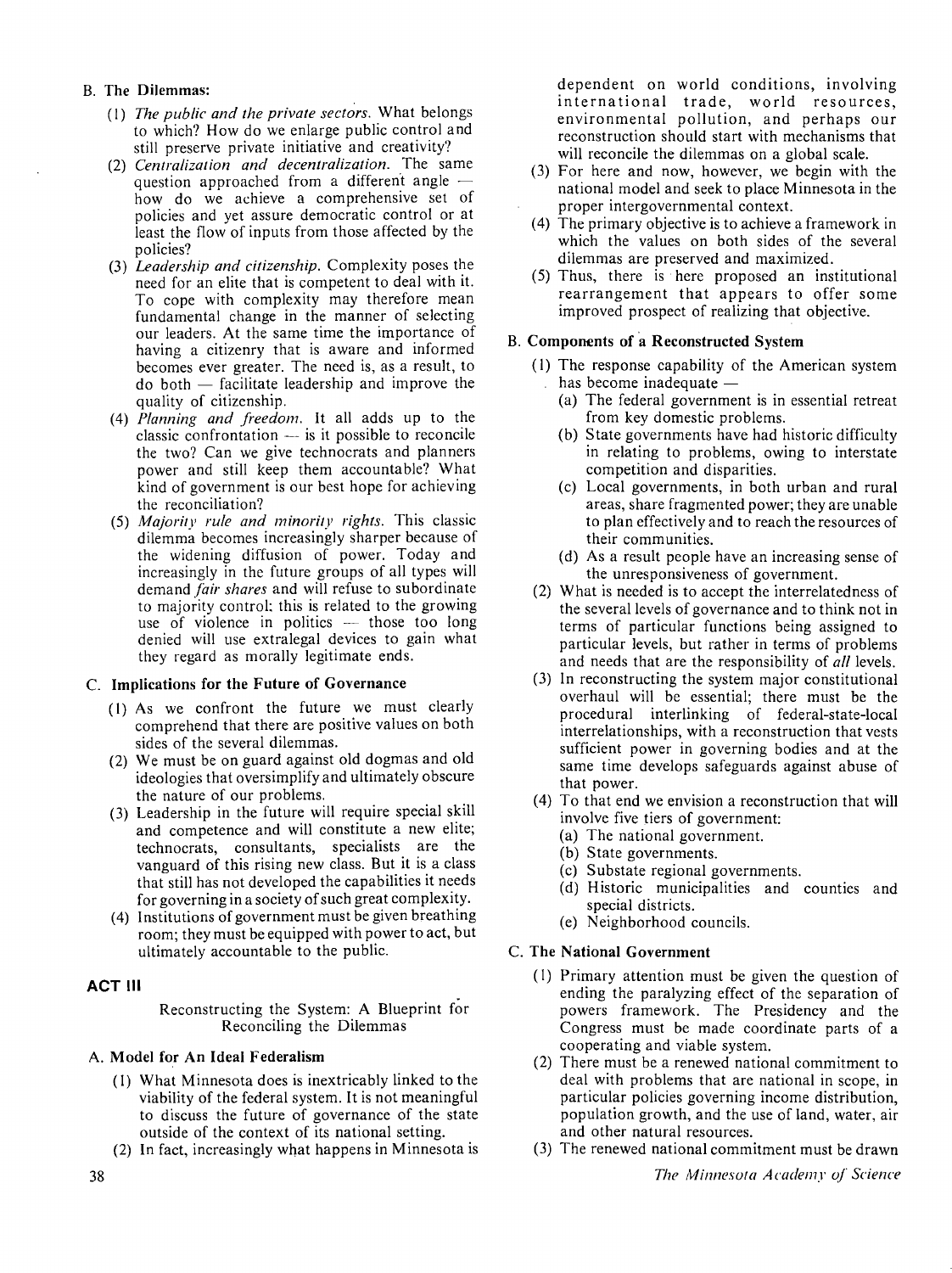### B. The Dilemmas:

(1) *The public and the private sectors.* What belongs to which? How do we enlarge public control and still preserve private initiative and creativity?

(2) *Centralization and decentralization.* The same question approached from a different angle — how do we achieve a comprehensive set of policies and yet assure democratic control or at least the flow of inputs from those affected by the policies?

(3) *Leadership and citizenship.* Complexity poses the need for an elite that is competent to deal with it. To cope with complexity may therefore mean fundamental change in the manner of selecting our leaders. At the same time the importance of having a citizenry that is aware and informed becomes ever greater. The need is, as a result, to do both — facilitate leadership and improve the quality of citizenship.

(4) *Planning and freedom.* It all adds up to the classic confrontation — is it possible to reconcile the two? Can we give technocrats and planners power and still keep them accountable? What kind of government is our best hope for achieving the reconciliation?

(5) *Majority rule and minority rights.* This classic dilemma becomes increasingly sharper because of the widening diffusion of power. Today and increasingly in the future groups of all types will demand *fair shares* and will refuse to subordinate to majority control; this is related to the growing use of violence in politics — those too long denied will use extralegal devices to gain what they regard as morally legitimate ends.

### C. Implications for the Future of Governance

(1) As we confront the future we must clearly comprehend that there are positive values on both sides of the several dilemmas.

(2) We must be on guard against old dogmas and old ideologies that oversimplify and ultimately obscure the nature of our problems.

(3) Leadership in the future will require special skill and competence and will constitute a new elite; technocrats, consultants, specialists are the vanguard of this rising new class. But it is a class that still has not developed the capabilities it needs for governing in a society of such great complexity.

(4) Institutions of government must be given breathing room; they must be equipped with power to act, but ultimately accountable to the public.

## ACT III

Reconstructing the System: A Blueprint for Reconciling the Dilemmas

### A. Model for An Ideal Federalism

(1) What Minnesota does is inextricably linked to the viability of the federal system. It is not meaningful to discuss the future of governance of the state outside of the context of its national setting.

(2) In fact, increasingly what happens in Minnesota is dependent on world conditions, involving international trade, world resources, environmental pollution, and perhaps our reconstruction should start with mechanisms that will reconcile the dilemmas on a global scale.

(3) For here and now, however, we begin with the national model and seek to place Minnesota in the proper intergovernmental context.

(4) The primary objective is to achieve a framework in which the values on both sides of the several dilemmas are preserved and maximized.

(5) Thus, there is here proposed an institutional rearrangement that appears to offer some improved prospect of realizing that objective.

### B. Components of a Reconstructed System

(1) The response capability of the American system has become inadequate —
   - (a) The federal government is in essential retreat from key domestic problems.
   - (b) State governments have had historic difficulty in relating to problems, owing to interstate competition and disparities.
   - (c) Local governments, in both urban and rural areas, share fragmented power; they are unable to plan effectively and to reach the resources of their communities.
   - (d) As a result people have an increasing sense of the unresponsiveness of government.

(2) What is needed is to accept the interrelatedness of the several levels of governance and to think not in terms of particular functions being assigned to particular levels, but rather in terms of problems and needs that are the responsibility of *all* levels.

(3) In reconstructing the system major constitutional overhaul will be essential; there must be the procedural interlinking of federal-state-local interrelationships, with a reconstruction that vests sufficient power in governing bodies and at the same time develops safeguards against abuse of that power.

(4) To that end we envision a reconstruction that will involve five tiers of government:
   - (a) The national government.
   - (b) State governments.
   - (c) Substate regional governments.
   - (d) Historic municipalities and counties and special districts.
   - (e) Neighborhood councils.

### C. The National Government

(1) Primary attention must be given the question of ending the paralyzing effect of the separation of powers framework. The Presidency and the Congress must be made coordinate parts of a cooperating and viable system.

(2) There must be a renewed national commitment to deal with problems that are national in scope, in particular policies governing income distribution, population growth, and the use of land, water, air and other natural resources.

(3) The renewed national commitment must be drawn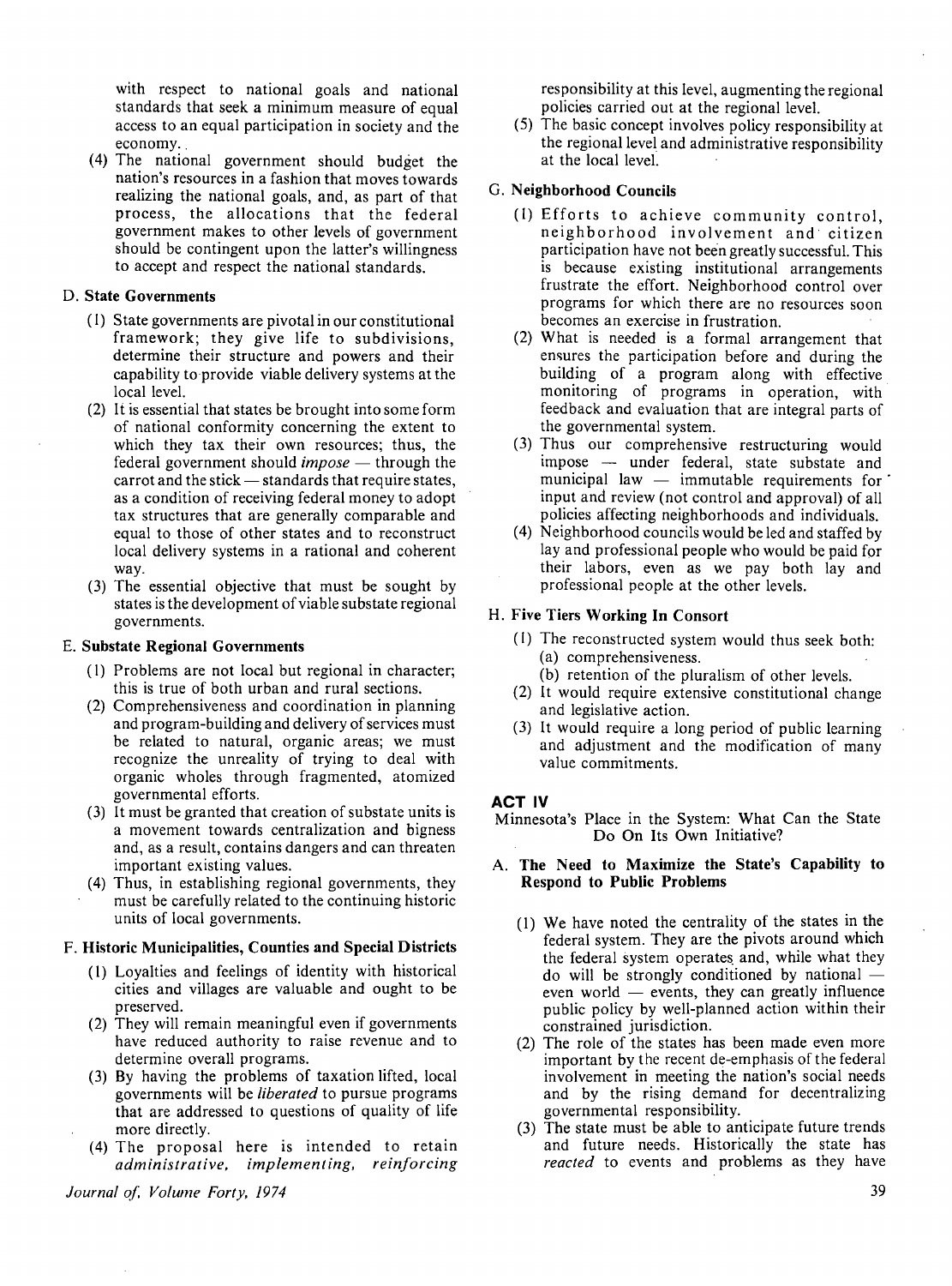with respect to national goals and national standards that seek a minimum measure of equal access to an equal participation in society and the economy.

(4) The national government should budget the nation's resources in a fashion that moves towards realizing the national goals, and, as part of that process, the allocations that the federal government makes to other levels of government should be contingent upon the latter's willingness to accept and respect the national standards.

### D. State Governments

(1) State governments are pivotal in our constitutional framework; they give life to subdivisions, determine their structure and powers and their capability to provide viable delivery systems at the local level.

(2) It is essential that states be brought into some form of national conformity concerning the extent to which they tax their own resources; thus, the federal government should *impose* — through the carrot and the stick — standards that require states, as a condition of receiving federal money to adopt tax structures that are generally comparable and equal to those of other states and to reconstruct local delivery systems in a rational and coherent way.

(3) The essential objective that must be sought by states is the development of viable substate regional governments.

### E. Substate Regional Governments

(1) Problems are not local but regional in character; this is true of both urban and rural sections.

(2) Comprehensiveness and coordination in planning and program-building and delivery of services must be related to natural, organic areas; we must recognize the unreality of trying to deal with organic wholes through fragmented, atomized governmental efforts.

(3) It must be granted that creation of substate units is a movement towards centralization and bigness and, as a result, contains dangers and can threaten important existing values.

(4) Thus, in establishing regional governments, they must be carefully related to the continuing historic units of local governments.

### F. Historic Municipalities, Counties and Special Districts

(1) Loyalties and feelings of identity with historical cities and villages are valuable and ought to be preserved.

(2) They will remain meaningful even if governments have reduced authority to raise revenue and to determine overall programs.

(3) By having the problems of taxation lifted, local governments will be *liberated* to pursue programs that are addressed to questions of quality of life more directly.

(4) The proposal here is intended to retain *administrative, implementing, reinforcing* responsibility at this level, augmenting the regional policies carried out at the regional level.

(5) The basic concept involves policy responsibility at the regional level and administrative responsibility at the local level.

### G. Neighborhood Councils

(1) Efforts to achieve community control, neighborhood involvement and citizen participation have not been greatly successful. This is because existing institutional arrangements frustrate the effort. Neighborhood control over programs for which there are no resources soon becomes an exercise in frustration.

(2) What is needed is a formal arrangement that ensures the participation before and during the building of a program along with effective monitoring of programs in operation, with feedback and evaluation that are integral parts of the governmental system.

(3) Thus our comprehensive restructuring would impose — under federal, state substate and municipal law — immutable requirements for input and review (not control and approval) of all policies affecting neighborhoods and individuals.

(4) Neighborhood councils would be led and staffed by lay and professional people who would be paid for their labors, even as we pay both lay and professional people at the other levels.

### H. Five Tiers Working In Consort

(1) The reconstructed system would thus seek both:
  (a) comprehensiveness.
  (b) retention of the pluralism of other levels.

(2) It would require extensive constitutional change and legislative action.

(3) It would require a long period of public learning and adjustment and the modification of many value commitments.

## ACT IV

Minnesota's Place in the System: What Can the State Do On Its Own Initiative?

### A. The Need to Maximize the State's Capability to Respond to Public Problems

(1) We have noted the centrality of the states in the federal system. They are the pivots around which the federal system operates and, while what they do will be strongly conditioned by national — even world — events, they can greatly influence public policy by well-planned action within their constrained jurisdiction.

(2) The role of the states has been made even more important by the recent de-emphasis of the federal involvement in meeting the nation's social needs and by the rising demand for decentralizing governmental responsibility.

(3) The state must be able to anticipate future trends and future needs. Historically the state has *reacted* to events and problems as they have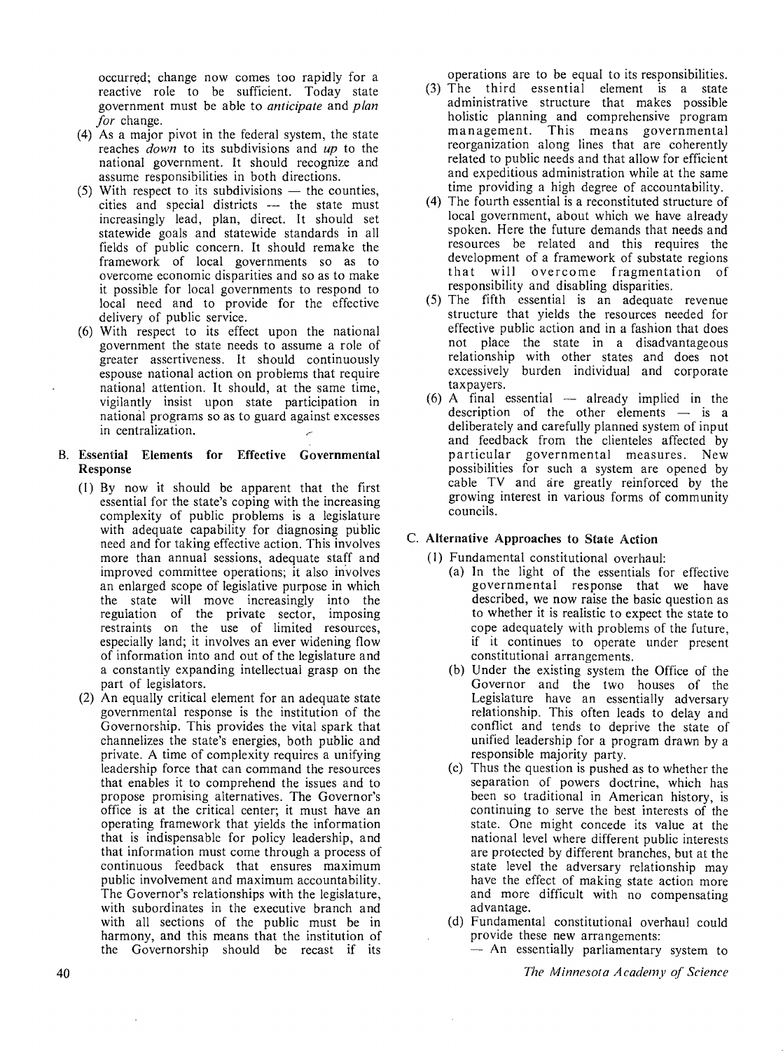occurred; change now comes too rapidly for a reactive role to be sufficient. Today state government must be able to *anticipate* and *plan for* change.

(4) As a major pivot in the federal system, the state reaches *down* to its subdivisions and *up* to the national government. It should recognize and assume responsibilities in both directions.

(5) With respect to its subdivisions — the counties, cities and special districts — the state must increasingly lead, plan, direct. It should set statewide goals and statewide standards in all fields of public concern. It should remake the framework of local governments so as to overcome economic disparities and so as to make it possible for local governments to respond to local need and to provide for the effective delivery of public service.

(6) With respect to its effect upon the national government the state needs to assume a role of greater assertiveness. It should continuously espouse national action on problems that require national attention. It should, at the same time, vigilantly insist upon state participation in national programs so as to guard against excesses in centralization.

## B. Essential Elements for Effective Governmental Response

(1) By now it should be apparent that the first essential for the state's coping with the increasing complexity of public problems is a legislature with adequate capability for diagnosing public need and for taking effective action. This involves more than annual sessions, adequate staff and improved committee operations; it also involves an enlarged scope of legislative purpose in which the state will move increasingly into the regulation of the private sector, imposing restraints on the use of limited resources, especially land; it involves an ever widening flow of information into and out of the legislature and a constantly expanding intellectual grasp on the part of legislators.

(2) An equally critical element for an adequate state governmental response is the institution of the Governorship. This provides the vital spark that channelizes the state's energies, both public and private. A time of complexity requires a unifying leadership force that can command the resources that enables it to comprehend the issues and to propose promising alternatives. The Governor's office is at the critical center; it must have an operating framework that yields the information that is indispensable for policy leadership, and that information must come through a process of continuous feedback that ensures maximum public involvement and maximum accountability. The Governor's relationships with the legislature, with subordinates in the executive branch and with all sections of the public must be in harmony, and this means that the institution of the Governorship should be recast if its operations are to be equal to its responsibilities.

(3) The third essential element is a state administrative structure that makes possible holistic planning and comprehensive program management. This means governmental reorganization along lines that are coherently related to public needs and that allow for efficient and expeditious administration while at the same time providing a high degree of accountability.

(4) The fourth essential is a reconstituted structure of local government, about which we have already spoken. Here the future demands that needs and resources be related and this requires the development of a framework of substate regions that will overcome fragmentation of responsibility and disabling disparities.

(5) The fifth essential is an adequate revenue structure that yields the resources needed for effective public action and in a fashion that does not place the state in a disadvantageous relationship with other states and does not excessively burden individual and corporate taxpayers.

(6) A final essential — already implied in the description of the other elements — is a deliberately and carefully planned system of input and feedback from the clienteles affected by particular governmental measures. New possibilities for such a system are opened by cable TV and are greatly reinforced by the growing interest in various forms of community councils.

## C. Alternative Approaches to State Action

(1) Fundamental constitutional overhaul:

(a) In the light of the essentials for effective governmental response that we have described, we now raise the basic question as to whether it is realistic to expect the state to cope adequately with problems of the future, if it continues to operate under present constitutional arrangements.

(b) Under the existing system the Office of the Governor and the two houses of the Legislature have an essentially adversary relationship. This often leads to delay and conflict and tends to deprive the state of unified leadership for a program drawn by a responsible majority party.

(c) Thus the question is pushed as to whether the separation of powers doctrine, which has been so traditional in American history, is continuing to serve the best interests of the state. One might concede its value at the national level where different public interests are protected by different branches, but at the state level the adversary relationship may have the effect of making state action more and more difficult with no compensating advantage.

(d) Fundamental constitutional overhaul could provide these new arrangements:

— An essentially parliamentary system to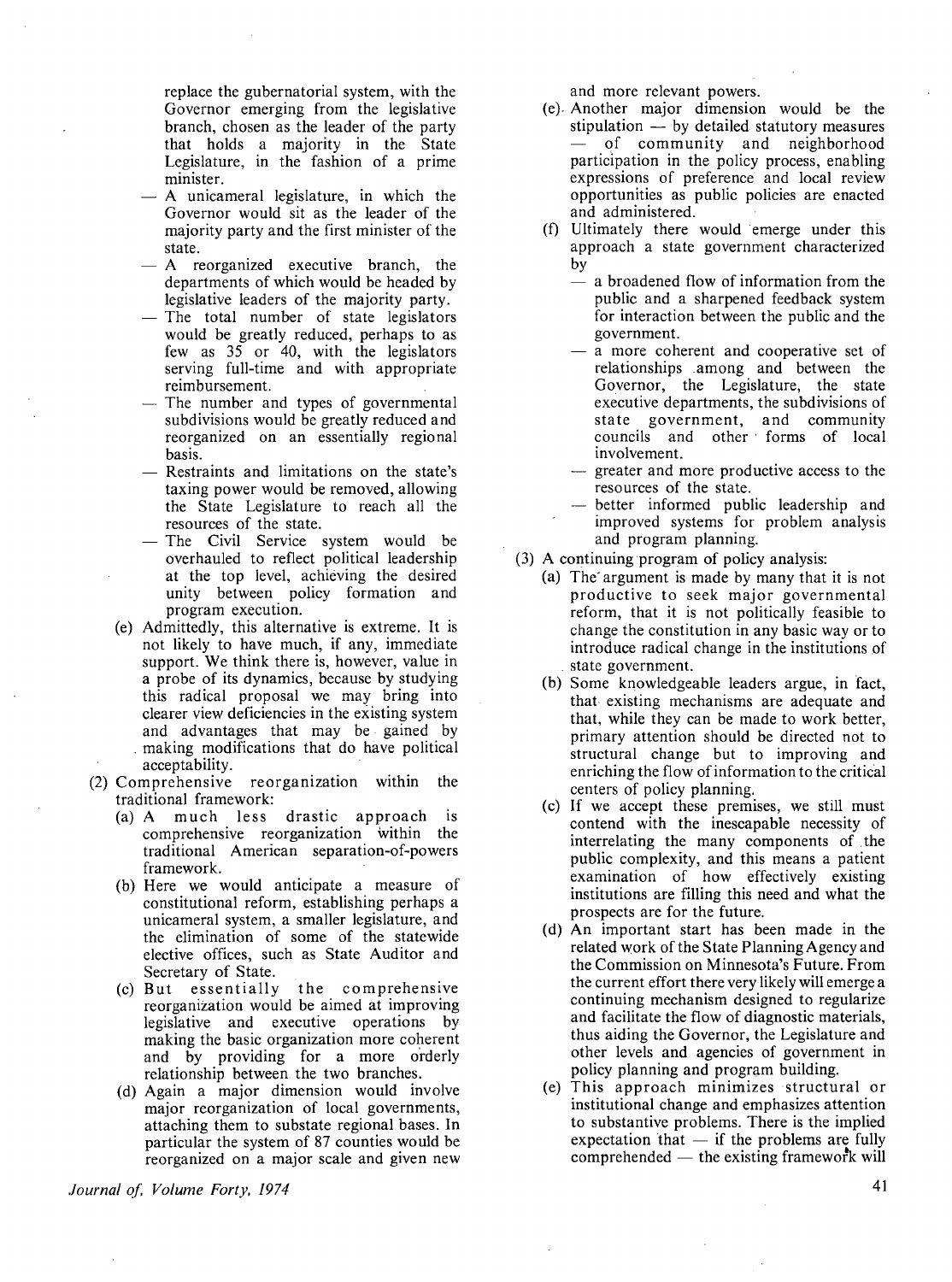replace the gubernatorial system, with the Governor emerging from the legislative branch, chosen as the leader of the party that holds a majority in the State Legislature, in the fashion of a prime minister.

- A unicameral legislature, in which the Governor would sit as the leader of the majority party and the first minister of the state.
- A reorganized executive branch, the departments of which would be headed by legislative leaders of the majority party.
- The total number of state legislators would be greatly reduced, perhaps to as few as 35 or 40, with the legislators serving full-time and with appropriate reimbursement.
- The number and types of governmental subdivisions would be greatly reduced and reorganized on an essentially regional basis.
- Restraints and limitations on the state's taxing power would be removed, allowing the State Legislature to reach all the resources of the state.
- The Civil Service system would be overhauled to reflect political leadership at the top level, achieving the desired unity between policy formation and program execution.

(e) Admittedly, this alternative is extreme. It is not likely to have much, if any, immediate support. We think there is, however, value in a probe of its dynamics, because by studying this radical proposal we may bring into clearer view deficiencies in the existing system and advantages that may be gained by making modifications that do have political acceptability.

(2) Comprehensive reorganization within the traditional framework:

(a) A much less drastic approach is comprehensive reorganization within the traditional American separation-of-powers framework.

(b) Here we would anticipate a measure of constitutional reform, establishing perhaps a unicameral system, a smaller legislature, and the elimination of some of the statewide elective offices, such as State Auditor and Secretary of State.

(c) But essentially the comprehensive reorganization would be aimed at improving legislative and executive operations by making the basic organization more coherent and by providing for a more orderly relationship between the two branches.

(d) Again a major dimension would involve major reorganization of local governments, attaching them to substate regional bases. In particular the system of 87 counties would be reorganized on a major scale and given new and more relevant powers.

(e) Another major dimension would be the stipulation — by detailed statutory measures — of community and neighborhood participation in the policy process, enabling expressions of preference and local review opportunities as public policies are enacted and administered.

(f) Ultimately there would emerge under this approach a state government characterized by

- a broadened flow of information from the public and a sharpened feedback system for interaction between the public and the government.
- a more coherent and cooperative set of relationships among and between the Governor, the Legislature, the state executive departments, the subdivisions of state government, and community councils and other forms of local involvement.
- greater and more productive access to the resources of the state.
- better informed public leadership and improved systems for problem analysis and program planning.

(3) A continuing program of policy analysis:

(a) The argument is made by many that it is not productive to seek major governmental reform, that it is not politically feasible to change the constitution in any basic way or to introduce radical change in the institutions of state government.

(b) Some knowledgeable leaders argue, in fact, that existing mechanisms are adequate and that, while they can be made to work better, primary attention should be directed not to structural change but to improving and enriching the flow of information to the critical centers of policy planning.

(c) If we accept these premises, we still must contend with the inescapable necessity of interrelating the many components of the public complexity, and this means a patient examination of how effectively existing institutions are filling this need and what the prospects are for the future.

(d) An important start has been made in the related work of the State Planning Agency and the Commission on Minnesota's Future. From the current effort there very likely will emerge a continuing mechanism designed to regularize and facilitate the flow of diagnostic materials, thus aiding the Governor, the Legislature and other levels and agencies of government in policy planning and program building.

(e) This approach minimizes structural or institutional change and emphasizes attention to substantive problems. There is the implied expectation that — if the problems are fully comprehended — the existing framework will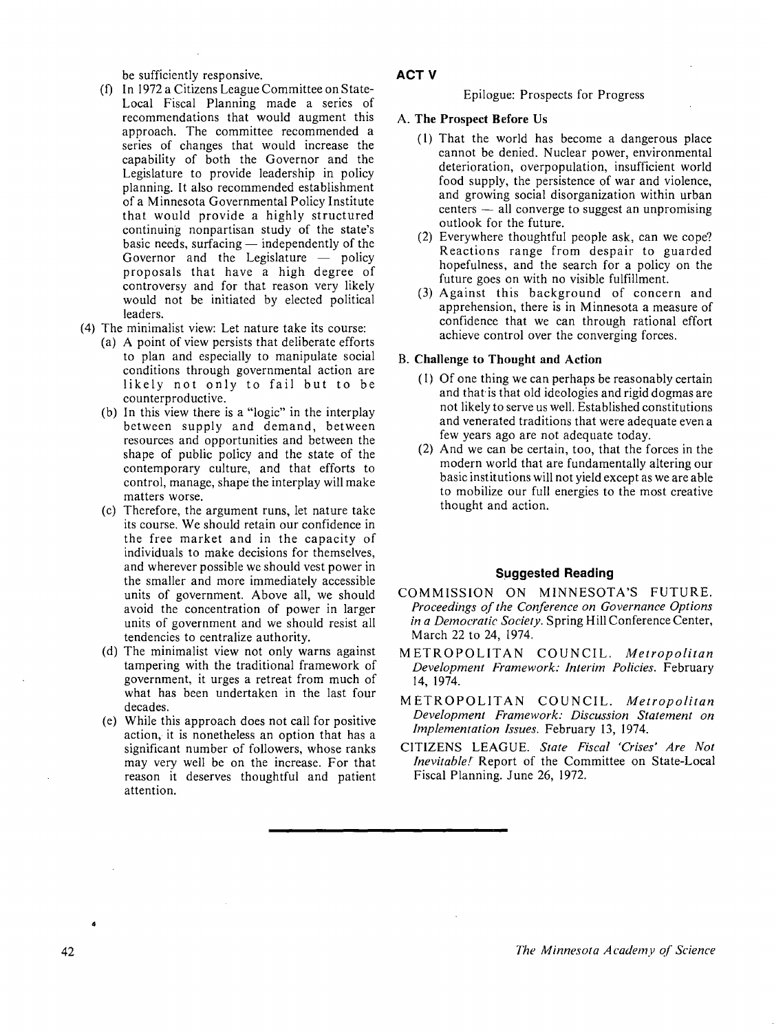be sufficiently responsive.

(f) In 1972 a Citizens League Committee on State-Local Fiscal Planning made a series of recommendations that would augment this approach. The committee recommended a series of changes that would increase the capability of both the Governor and the Legislature to provide leadership in policy planning. It also recommended establishment of a Minnesota Governmental Policy Institute that would provide a highly structured continuing nonpartisan study of the state's basic needs, surfacing — independently of the Governor and the Legislature — policy proposals that have a high degree of controversy and for that reason very likely would not be initiated by elected political leaders.

(4) The minimalist view: Let nature take its course:

(a) A point of view persists that deliberate efforts to plan and especially to manipulate social conditions through governmental action are likely not only to fail but to be counterproductive.

(b) In this view there is a "logic" in the interplay between supply and demand, between resources and opportunities and between the shape of public policy and the state of the contemporary culture, and that efforts to control, manage, shape the interplay will make matters worse.

(c) Therefore, the argument runs, let nature take its course. We should retain our confidence in the free market and in the capacity of individuals to make decisions for themselves, and wherever possible we should vest power in the smaller and more immediately accessible units of government. Above all, we should avoid the concentration of power in larger units of government and we should resist all tendencies to centralize authority.

(d) The minimalist view not only warns against tampering with the traditional framework of government, it urges a retreat from much of what has been undertaken in the last four decades.

(e) While this approach does not call for positive action, it is nonetheless an option that has a significant number of followers, whose ranks may very well be on the increase. For that reason it deserves thoughtful and patient attention.

## ACT V

Epilogue: Prospects for Progress

### A. The Prospect Before Us

(1) That the world has become a dangerous place cannot be denied. Nuclear power, environmental deterioration, overpopulation, insufficient world food supply, the persistence of war and violence, and growing social disorganization within urban centers — all converge to suggest an unpromising outlook for the future.

(2) Everywhere thoughtful people ask, can we cope? Reactions range from despair to guarded hopefulness, and the search for a policy on the future goes on with no visible fulfillment.

(3) Against this background of concern and apprehension, there is in Minnesota a measure of confidence that we can through rational effort achieve control over the converging forces.

### B. Challenge to Thought and Action

(1) Of one thing we can perhaps be reasonably certain and that is that old ideologies and rigid dogmas are not likely to serve us well. Established constitutions and venerated traditions that were adequate even a few years ago are not adequate today.

(2) And we can be certain, too, that the forces in the modern world that are fundamentally altering our basic institutions will not yield except as we are able to mobilize our full energies to the most creative thought and action.

## Suggested Reading

COMMISSION ON MINNESOTA'S FUTURE. *Proceedings of the Conference on Governance Options in a Democratic Society.* Spring Hill Conference Center, March 22 to 24, 1974.

METROPOLITAN COUNCIL. *Metropolitan Development Framework: Interim Policies.* February 14, 1974.

METROPOLITAN COUNCIL. *Metropolitan Development Framework: Discussion Statement on Implementation Issues.* February 13, 1974.

CITIZENS LEAGUE. *State Fiscal 'Crises' Are Not Inevitable!* Report of the Committee on State-Local Fiscal Planning. June 26, 1972.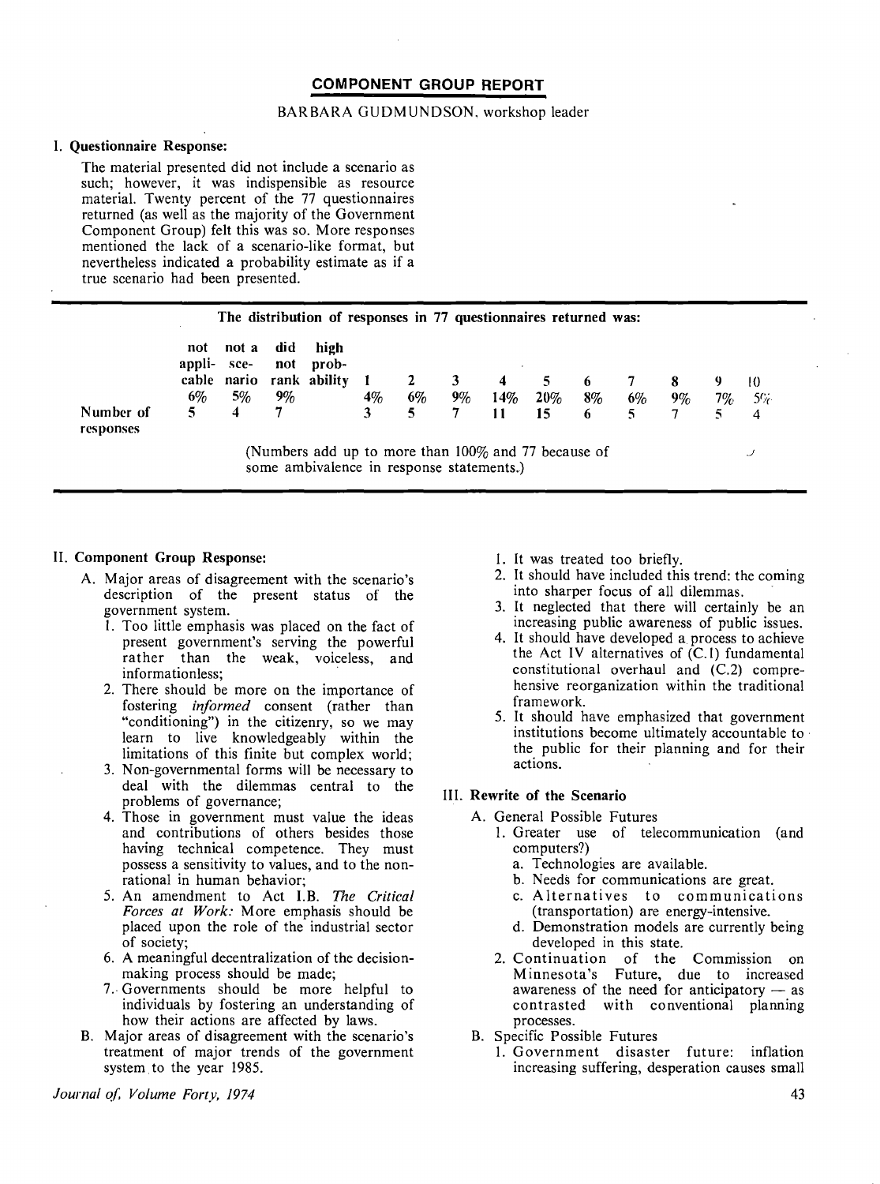## COMPONENT GROUP REPORT

BARBARA GUDMUNDSON, workshop leader

### I. Questionnaire Response:

The material presented did not include a scenario as such; however, it was indispensible as resource material. Twenty percent of the 77 questionnaires returned (as well as the majority of the Government Component Group) felt this was so. More responses mentioned the lack of a scenario-like format, but nevertheless indicated a probability estimate as if a true scenario had been presented.

**The distribution of responses in 77 questionnaires returned was:**

| | not applicable | not a scenario | did not rank | high probability 1 | 2 | 3 | 4 | 5 | 6 | 7 | 8 | 9 | 10 |
|---|---|---|---|---|---|---|---|---|---|---|---|---|---|
| | 6% | 5% | 9% | 4% | 6% | 9% | 14% | 20% | 8% | 6% | 9% | 7% | 5% |
| Number of responses | 5 | 4 | 7 | 3 | 5 | 7 | 11 | 15 | 6 | 5 | 7 | 5 | 4 |

(Numbers add up to more than 100% and 77 because of some ambivalence in response statements.)

### II. Component Group Response:

A. Major areas of disagreement with the scenario's description of the present status of the government system.

1. Too little emphasis was placed on the fact of present government's serving the powerful rather than the weak, voiceless, and informationless;
2. There should be more on the importance of fostering *informed* consent (rather than "conditioning") in the citizenry, so we may learn to live knowledgeably within the limitations of this finite but complex world;
3. Non-governmental forms will be necessary to deal with the dilemmas central to the problems of governance;
4. Those in government must value the ideas and contributions of others besides those having technical competence. They must possess a sensitivity to values, and to the non-rational in human behavior;
5. An amendment to Act I.B. *The Critical Forces at Work:* More emphasis should be placed upon the role of the industrial sector of society;
6. A meaningful decentralization of the decision-making process should be made;
7. Governments should be more helpful to individuals by fostering an understanding of how their actions are affected by laws.

B. Major areas of disagreement with the scenario's treatment of major trends of the government system to the year 1985.

1. It was treated too briefly.
2. It should have included this trend: the coming into sharper focus of all dilemmas.
3. It neglected that there will certainly be an increasing public awareness of public issues.
4. It should have developed a process to achieve the Act IV alternatives of (C.1) fundamental constitutional overhaul and (C.2) comprehensive reorganization within the traditional framework.
5. It should have emphasized that government institutions become ultimately accountable to the public for their planning and for their actions.

### III. Rewrite of the Scenario

A. General Possible Futures

1. Greater use of telecommunication (and computers?)
   a. Technologies are available.
   b. Needs for communications are great.
   c. Alternatives to communications (transportation) are energy-intensive.
   d. Demonstration models are currently being developed in this state.
2. Continuation of the Commission on Minnesota's Future, due to increased awareness of the need for anticipatory — as contrasted with conventional planning processes.

B. Specific Possible Futures

1. Government disaster future: inflation increasing suffering, desperation causes small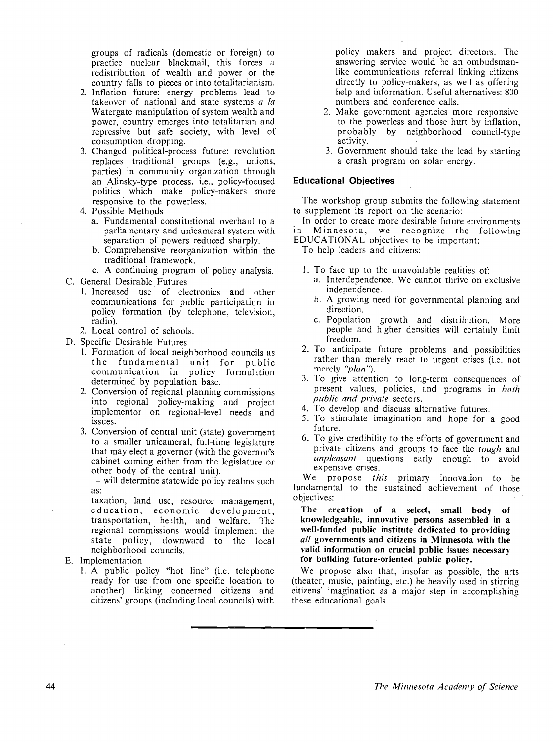groups of radicals (domestic or foreign) to practice nuclear blackmail, this forces a redistribution of wealth and power or the country falls to pieces or into totalitarianism.

2. Inflation future: energy problems lead to takeover of national and state systems *a la* Watergate manipulation of system wealth and power, country emerges into totalitarian and repressive but safe society, with level of consumption dropping.
3. Changed political-process future: revolution replaces traditional groups (e.g., unions, parties) in community organization through an Alinsky-type process, i.e., policy-focused politics which make policy-makers more responsive to the powerless.
4. Possible Methods
   a. Fundamental constitutional overhaul to a parliamentary and unicameral system with separation of powers reduced sharply.
   b. Comprehensive reorganization within the traditional framework.
   c. A continuing program of policy analysis.

C. General Desirable Futures
   1. Increased use of electronics and other communications for public participation in policy formation (by telephone, television, radio).
   2. Local control of schools.

D. Specific Desirable Futures
   1. Formation of local neighborhood councils as the fundamental unit for public communication in policy formulation determined by population base.
   2. Conversion of regional planning commissions into regional policy-making and project implementor on regional-level needs and issues.
   3. Conversion of central unit (state) government to a smaller unicameral, full-time legislature that may elect a governor (with the governor's cabinet coming either from the legislature or other body of the central unit).
      — will determine statewide policy realms such as:
      taxation, land use, resource management, education, economic development, transportation, health, and welfare. The regional commissions would implement the state policy, downward to the local neighborhood councils.

E. Implementation
   1. A public policy "hot line" (i.e. telephone ready for use from one specific location to another) linking concerned citizens and citizens' groups (including local councils) with policy makers and project directors. The answering service would be an ombudsman-like communications referral linking citizens directly to policy-makers, as well as offering help and information. Useful alternatives: 800 numbers and conference calls.
   2. Make government agencies more responsive to the powerless and those hurt by inflation, probably by neighborhood council-type activity.
   3. Government should take the lead by starting a crash program on solar energy.

### Educational Objectives

The workshop group submits the following statement to supplement its report on the scenario:

In order to create more desirable future environments in Minnesota, we recognize the following EDUCATIONAL objectives to be important:

To help leaders and citizens:

1. To face up to the unavoidable realities of:
   a. Interdependence. We cannot thrive on exclusive independence.
   b. A growing need for governmental planning and direction.
   c. Population growth and distribution. More people and higher densities will certainly limit freedom.
2. To anticipate future problems and possibilities rather than merely react to urgent crises (i.e. not merely *"plan"*).
3. To give attention to long-term consequences of present values, policies, and programs in *both public and private* sectors.
4. To develop and discuss alternative futures.
5. To stimulate imagination and hope for a good future.
6. To give credibility to the efforts of government and private citizens and groups to face the *tough* and *unpleasant* questions early enough to avoid expensive crises.

We propose *this* primary innovation to be fundamental to the sustained achievement of those objectives:

**The creation of a select, small body of knowledgeable, innovative persons assembled in a well-funded public institute dedicated to providing *all* governments and citizens in Minnesota with the valid information on crucial public issues necessary for building future-oriented public policy.**

We propose also that, insofar as possible, the arts (theater, music, painting, etc.) be heavily used in stirring citizens' imagination as a major step in accomplishing these educational goals.